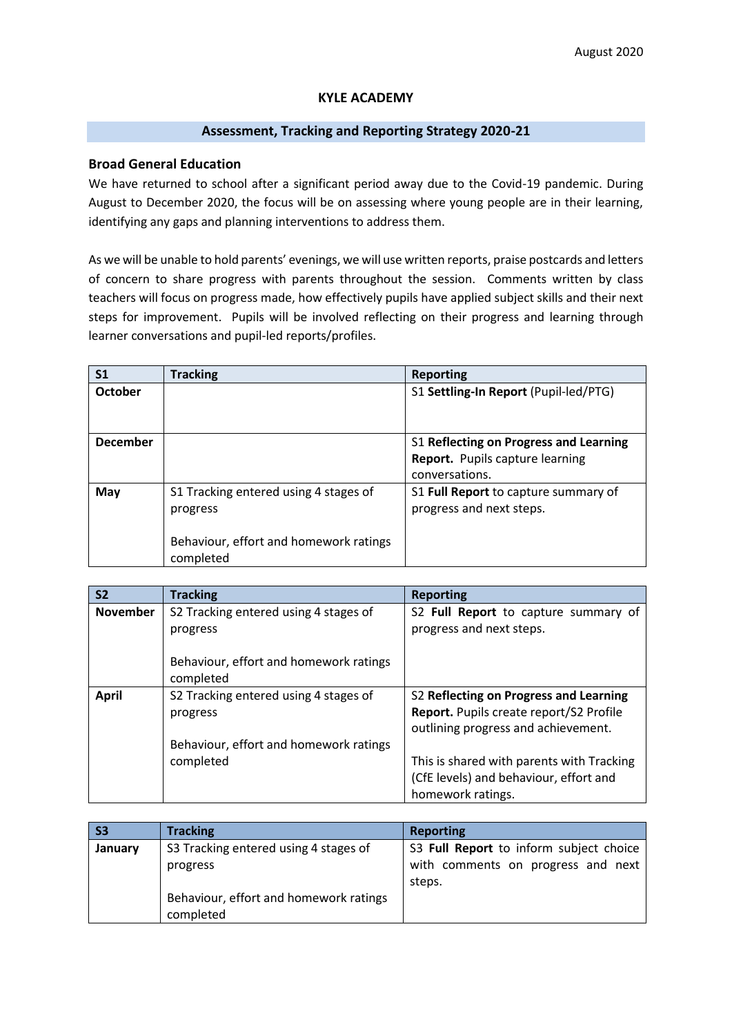August 2020

# KYLE ACADEMY

## Assessment, Tracking and Reporting Strategy 2020-21

### Broad General Education

We have returned to school after a significant period away due to the Covid-19 pandemic. During August to December 2020, the focus will be on assessing where young people are in their learning, identifying any gaps and planning interventions to address them.

As we will be unable to hold parents' evenings, we will use written reports, praise postcards and letters of concern to share progress with parents throughout the session. Comments written by class teachers will focus on progress made, how effectively pupils have applied subject skills and their next steps for improvement. Pupils will be involved reflecting on their progress and learning through learner conversations and pupil-led reports/profiles.

| S1 | Tracking | Reporting |
|---|---|---|
| **October** | | S1 **Settling-In Report** (Pupil-led/PTG) |
| **December** | | S1 **Reflecting on Progress and Learning Report.** Pupils capture learning conversations. |
| **May** | S1 Tracking entered using 4 stages of progress<br><br>Behaviour, effort and homework ratings completed | S1 **Full Report** to capture summary of progress and next steps. |

| S2 | Tracking | Reporting |
|---|---|---|
| **November** | S2 Tracking entered using 4 stages of progress<br><br>Behaviour, effort and homework ratings completed | S2 **Full Report** to capture summary of progress and next steps. |
| **April** | S2 Tracking entered using 4 stages of progress<br><br>Behaviour, effort and homework ratings completed | S2 **Reflecting on Progress and Learning Report.** Pupils create report/S2 Profile outlining progress and achievement.<br><br>This is shared with parents with Tracking (CfE levels) and behaviour, effort and homework ratings. |

| S3 | Tracking | Reporting |
|---|---|---|
| **January** | S3 Tracking entered using 4 stages of progress<br><br>Behaviour, effort and homework ratings completed | S3 **Full Report** to inform subject choice with comments on progress and next steps. |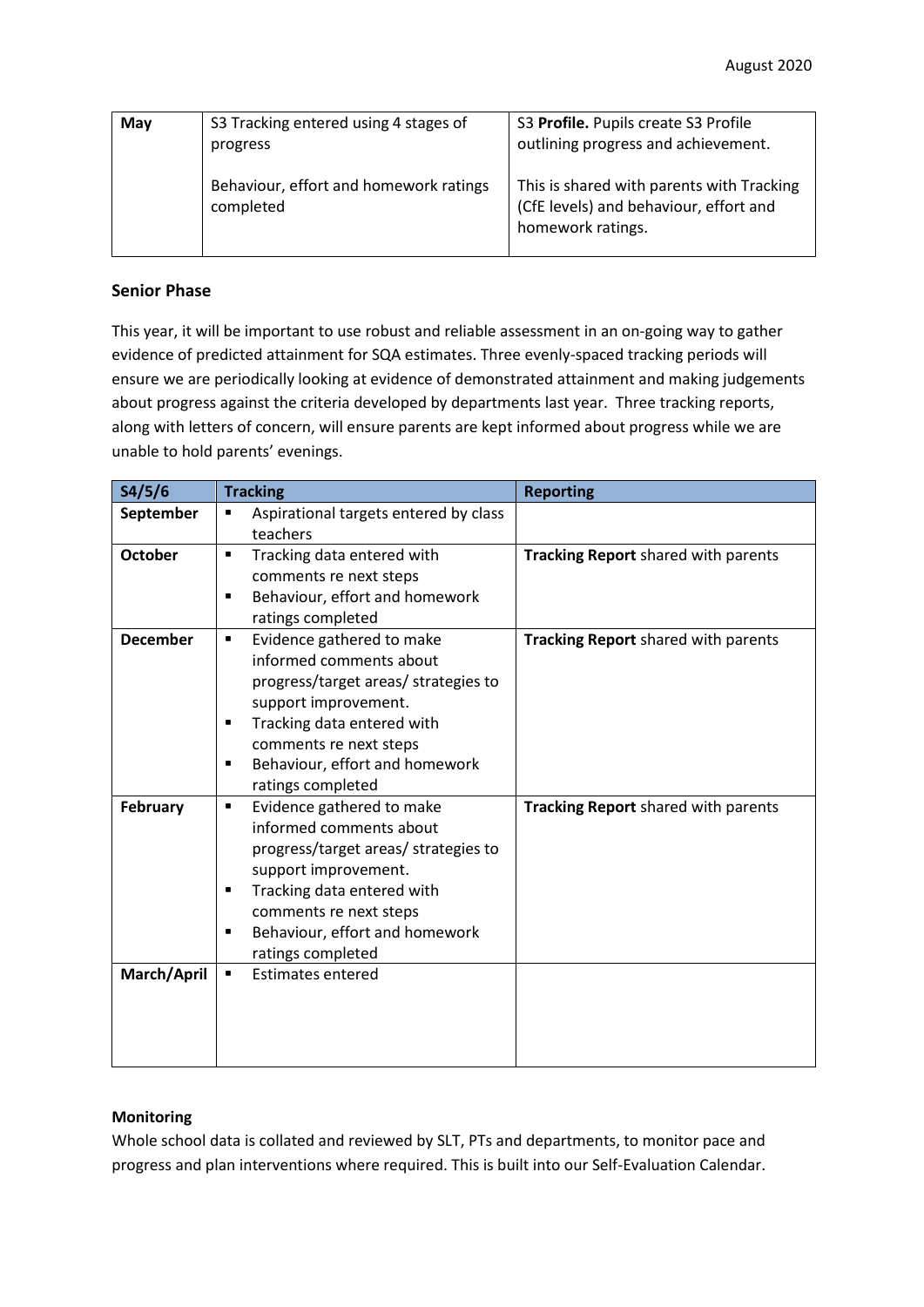| May | S3 Tracking entered using 4 stages of progress<br><br>Behaviour, effort and homework ratings completed | S3 **Profile.** Pupils create S3 Profile outlining progress and achievement.<br><br>This is shared with parents with Tracking (CfE levels) and behaviour, effort and homework ratings. |
|---|---|---|

**Senior Phase**

This year, it will be important to use robust and reliable assessment in an on-going way to gather evidence of predicted attainment for SQA estimates. Three evenly-spaced tracking periods will ensure we are periodically looking at evidence of demonstrated attainment and making judgements about progress against the criteria developed by departments last year. Three tracking reports, along with letters of concern, will ensure parents are kept informed about progress while we are unable to hold parents' evenings.

| S4/5/6 | Tracking | Reporting |
|---|---|---|
| **September** | ▪ Aspirational targets entered by class teachers | |
| **October** | ▪ Tracking data entered with comments re next steps<br>▪ Behaviour, effort and homework ratings completed | **Tracking Report** shared with parents |
| **December** | ▪ Evidence gathered to make informed comments about progress/target areas/ strategies to support improvement.<br>▪ Tracking data entered with comments re next steps<br>▪ Behaviour, effort and homework ratings completed | **Tracking Report** shared with parents |
| **February** | ▪ Evidence gathered to make informed comments about progress/target areas/ strategies to support improvement.<br>▪ Tracking data entered with comments re next steps<br>▪ Behaviour, effort and homework ratings completed | **Tracking Report** shared with parents |
| **March/April** | ▪ Estimates entered | |

**Monitoring**

Whole school data is collated and reviewed by SLT, PTs and departments, to monitor pace and progress and plan interventions where required. This is built into our Self-Evaluation Calendar.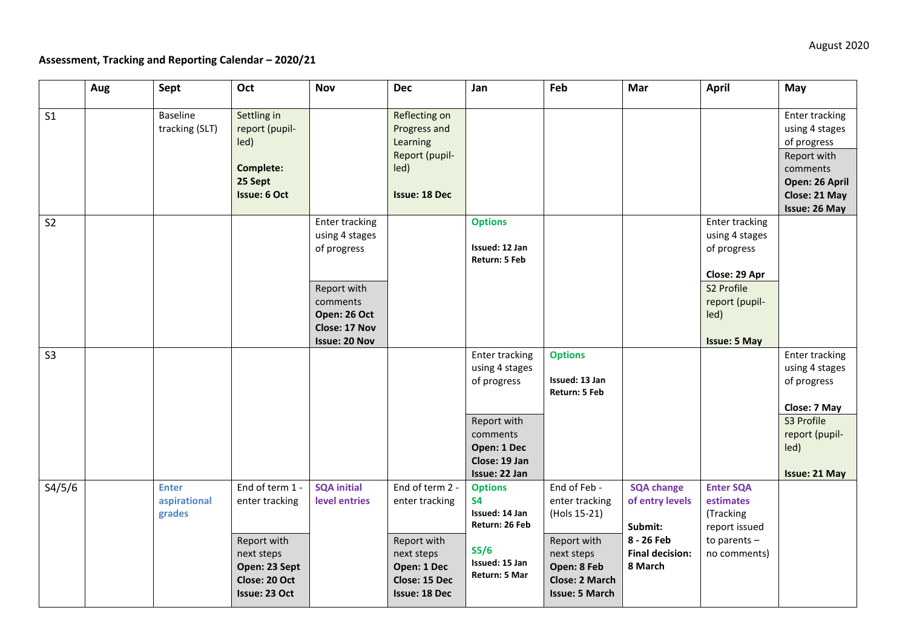August 2020

**Assessment, Tracking and Reporting Calendar – 2020/21**

| | Aug | Sept | Oct | Nov | Dec | Jan | Feb | Mar | April | May |
|---|---|---|---|---|---|---|---|---|---|---|
| S1 | | Baseline tracking (SLT) | Settling in report (pupil-led) **Complete: 25 Sept** **Issue: 6 Oct** | | Reflecting on Progress and Learning Report (pupil-led) **Issue: 18 Dec** | | | | | Enter tracking using 4 stages of progress; Report with comments **Open: 26 April** **Close: 21 May** **Issue: 26 May** |
| S2 | | | | Enter tracking using 4 stages of progress; Report with comments **Open: 26 Oct** **Close: 17 Nov** **Issue: 20 Nov** | | **Options** **Issued: 12 Jan** **Return: 5 Feb** | | | Enter tracking using 4 stages of progress **Close: 29 Apr**; S2 Profile report (pupil-led) **Issue: 5 May** | |
| S3 | | | | | | Enter tracking using 4 stages of progress; Report with comments **Open: 1 Dec** **Close: 19 Jan** **Issue: 22 Jan** | **Options** **Issued: 13 Jan** **Return: 5 Feb** | | | Enter tracking using 4 stages of progress **Close: 7 May**; S3 Profile report (pupil-led) **Issue: 21 May** |
| S4/5/6 | | **Enter aspirational grades** | End of term 1 - enter tracking; Report with next steps **Open: 23 Sept** **Close: 20 Oct** **Issue: 23 Oct** | **SQA initial level entries** | End of term 2 - enter tracking; Report with next steps **Open: 1 Dec** **Close: 15 Dec** **Issue: 18 Dec** | **Options** **S4** **Issued: 14 Jan** **Return: 26 Feb** **S5/6** **Issued: 15 Jan** **Return: 5 Mar** | End of Feb - enter tracking (Hols 15-21); Report with next steps **Open: 8 Feb** **Close: 2 March** **Issue: 5 March** | **SQA change of entry levels** **Submit: 8 - 26 Feb** **Final decision: 8 March** | **Enter SQA estimates** (Tracking report issued to parents – no comments) | |